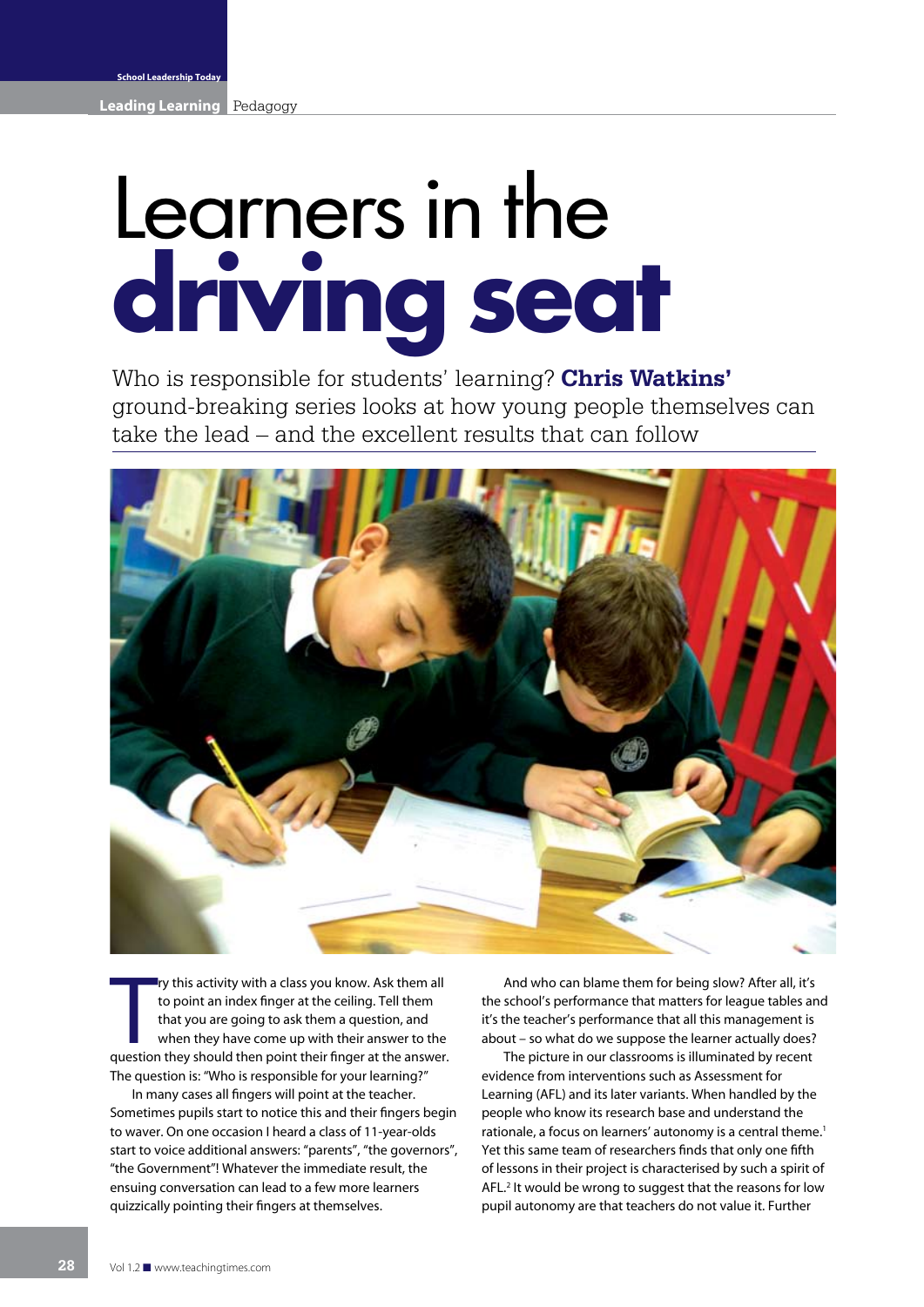# Learners in the **driving seat**

Who is responsible for students' learning? **Chris Watkins'** ground-breaking series looks at how young people themselves can take the lead – and the excellent results that can follow

Try this activity with a class you know. Ask them all to point an index finger at the ceiling. Tell them that you are going to ask them a question, and when they have come up with their answer to the question they should then point their finger at the answer. The question is: "Who is responsible for your learning?"

In many cases all fingers will point at the teacher. Sometimes pupils start to notice this and their fingers begin to waver. On one occasion I heard a class of 11-year-olds start to voice additional answers: "parents", "the governors", "the Government"! Whatever the immediate result, the ensuing conversation can lead to a few more learners quizzically pointing their fingers at themselves.

And who can blame them for being slow? After all, it's the school's performance that matters for league tables and it's the teacher's performance that all this management is about – so what do we suppose the learner actually does?

The picture in our classrooms is illuminated by recent evidence from interventions such as Assessment for Learning (AFL) and its later variants. When handled by the people who know its research base and understand the rationale, a focus on learners' autonomy is a central theme.[1] Yet this same team of researchers finds that only one fifth of lessons in their project is characterised by such a spirit of AFL.[2] It would be wrong to suggest that the reasons for low pupil autonomy are that teachers do not value it. Further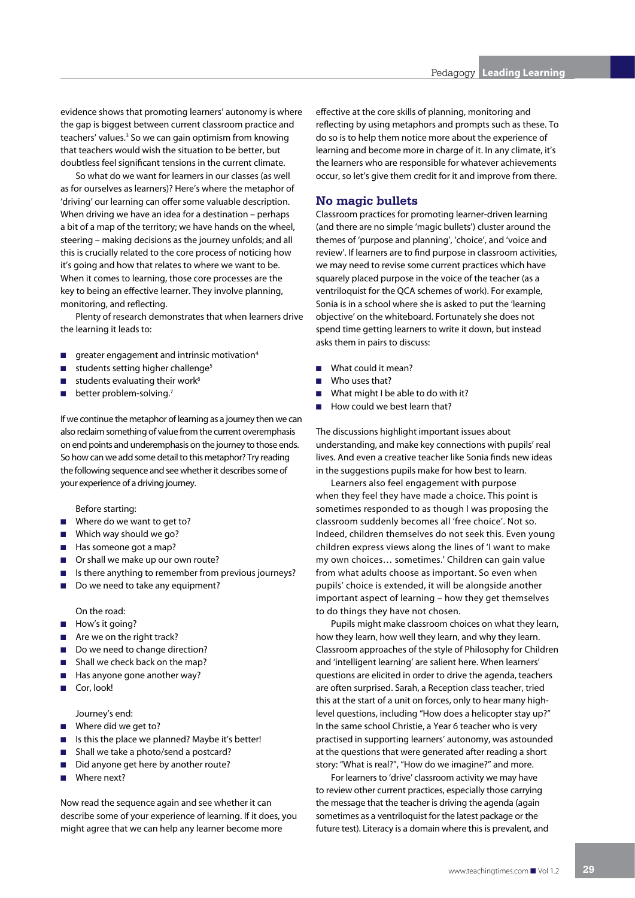evidence shows that promoting learners' autonomy is where the gap is biggest between current classroom practice and teachers' values.[3] So we can gain optimism from knowing that teachers would wish the situation to be better, but doubtless feel significant tensions in the current climate.

So what do we want for learners in our classes (as well as for ourselves as learners)? Here's where the metaphor of 'driving' our learning can offer some valuable description. When driving we have an idea for a destination – perhaps a bit of a map of the territory; we have hands on the wheel, steering – making decisions as the journey unfolds; and all this is crucially related to the core process of noticing how it's going and how that relates to where we want to be. When it comes to learning, those core processes are the key to being an effective learner. They involve planning, monitoring, and reflecting.

Plenty of research demonstrates that when learners drive the learning it leads to:

- greater engagement and intrinsic motivation[4]
- students setting higher challenge[5]
- students evaluating their work[6]
- better problem-solving.[7]

If we continue the metaphor of learning as a journey then we can also reclaim something of value from the current overemphasis on end points and underemphasis on the journey to those ends. So how can we add some detail to this metaphor? Try reading the following sequence and see whether it describes some of your experience of a driving journey.

Before starting:

- Where do we want to get to?
- Which way should we go?
- Has someone got a map?
- Or shall we make up our own route?
- Is there anything to remember from previous journeys?
- Do we need to take any equipment?

On the road:

- How's it going?
- Are we on the right track?
- Do we need to change direction?
- Shall we check back on the map?
- Has anyone gone another way?
- Cor, look!

Journey's end:

- Where did we get to?
- Is this the place we planned? Maybe it's better!
- Shall we take a photo/send a postcard?
- Did anyone get here by another route?
- Where next?

Now read the sequence again and see whether it can describe some of your experience of learning. If it does, you might agree that we can help any learner become more effective at the core skills of planning, monitoring and reflecting by using metaphors and prompts such as these. To do so is to help them notice more about the experience of learning and become more in charge of it. In any climate, it's the learners who are responsible for whatever achievements occur, so let's give them credit for it and improve from there.

## No magic bullets

Classroom practices for promoting learner-driven learning (and there are no simple 'magic bullets') cluster around the themes of 'purpose and planning', 'choice', and 'voice and review'. If learners are to find purpose in classroom activities, we may need to revise some current practices which have squarely placed purpose in the voice of the teacher (as a ventriloquist for the QCA schemes of work). For example, Sonia is in a school where she is asked to put the 'learning objective' on the whiteboard. Fortunately she does not spend time getting learners to write it down, but instead asks them in pairs to discuss:

- What could it mean?
- Who uses that?
- What might I be able to do with it?
- How could we best learn that?

The discussions highlight important issues about understanding, and make key connections with pupils' real lives. And even a creative teacher like Sonia finds new ideas in the suggestions pupils make for how best to learn.

Learners also feel engagement with purpose when they feel they have made a choice. This point is sometimes responded to as though I was proposing the classroom suddenly becomes all 'free choice'. Not so. Indeed, children themselves do not seek this. Even young children express views along the lines of 'I want to make my own choices… sometimes.' Children can gain value from what adults choose as important. So even when pupils' choice is extended, it will be alongside another important aspect of learning – how they get themselves to do things they have not chosen.

Pupils might make classroom choices on what they learn, how they learn, how well they learn, and why they learn. Classroom approaches of the style of Philosophy for Children and 'intelligent learning' are salient here. When learners' questions are elicited in order to drive the agenda, teachers are often surprised. Sarah, a Reception class teacher, tried this at the start of a unit on forces, only to hear many high-level questions, including "How does a helicopter stay up?" In the same school Christie, a Year 6 teacher who is very practised in supporting learners' autonomy, was astounded at the questions that were generated after reading a short story: "What is real?", "How do we imagine?" and more.

For learners to 'drive' classroom activity we may have to review other current practices, especially those carrying the message that the teacher is driving the agenda (again sometimes as a ventriloquist for the latest package or the future test). Literacy is a domain where this is prevalent, and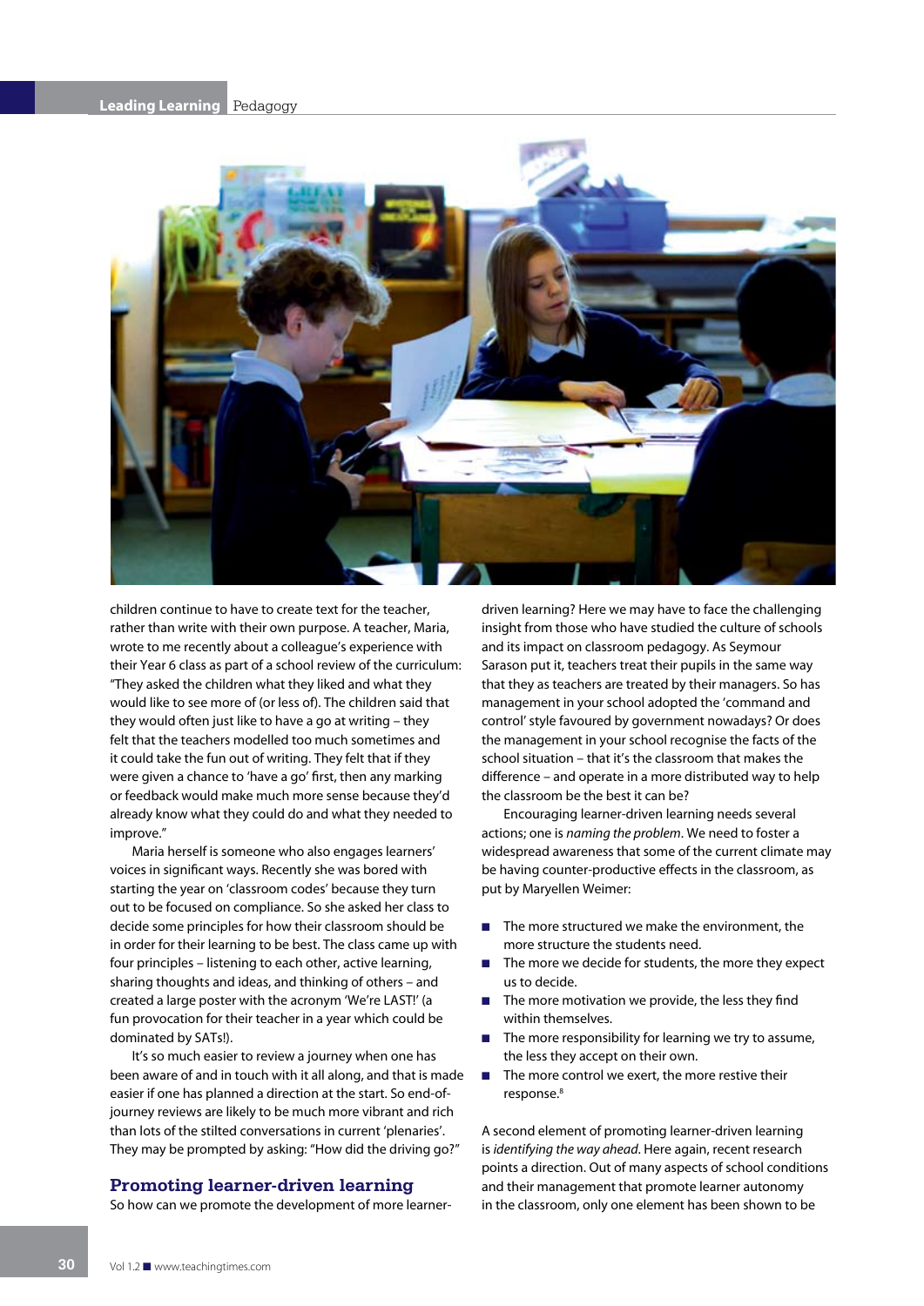children continue to have to create text for the teacher, rather than write with their own purpose. A teacher, Maria, wrote to me recently about a colleague's experience with their Year 6 class as part of a school review of the curriculum: "They asked the children what they liked and what they would like to see more of (or less of). The children said that they would often just like to have a go at writing – they felt that the teachers modelled too much sometimes and it could take the fun out of writing. They felt that if they were given a chance to 'have a go' first, then any marking or feedback would make much more sense because they'd already know what they could do and what they needed to improve."

Maria herself is someone who also engages learners' voices in significant ways. Recently she was bored with starting the year on 'classroom codes' because they turn out to be focused on compliance. So she asked her class to decide some principles for how their classroom should be in order for their learning to be best. The class came up with four principles – listening to each other, active learning, sharing thoughts and ideas, and thinking of others – and created a large poster with the acronym 'We're LAST!' (a fun provocation for their teacher in a year which could be dominated by SATs!).

It's so much easier to review a journey when one has been aware of and in touch with it all along, and that is made easier if one has planned a direction at the start. So end-of-journey reviews are likely to be much more vibrant and rich than lots of the stilted conversations in current 'plenaries'. They may be prompted by asking: "How did the driving go?"

## Promoting learner-driven learning

So how can we promote the development of more learner-driven learning? Here we may have to face the challenging insight from those who have studied the culture of schools and its impact on classroom pedagogy. As Seymour Sarason put it, teachers treat their pupils in the same way that they as teachers are treated by their managers. So has management in your school adopted the 'command and control' style favoured by government nowadays? Or does the management in your school recognise the facts of the school situation – that it's the classroom that makes the difference – and operate in a more distributed way to help the classroom be the best it can be?

Encouraging learner-driven learning needs several actions; one is *naming the problem*. We need to foster a widespread awareness that some of the current climate may be having counter-productive effects in the classroom, as put by Maryellen Weimer:

- The more structured we make the environment, the more structure the students need.
- The more we decide for students, the more they expect us to decide.
- The more motivation we provide, the less they find within themselves.
- The more responsibility for learning we try to assume, the less they accept on their own.
- The more control we exert, the more restive their response.[8]

A second element of promoting learner-driven learning is *identifying the way ahead*. Here again, recent research points a direction. Out of many aspects of school conditions and their management that promote learner autonomy in the classroom, only one element has been shown to be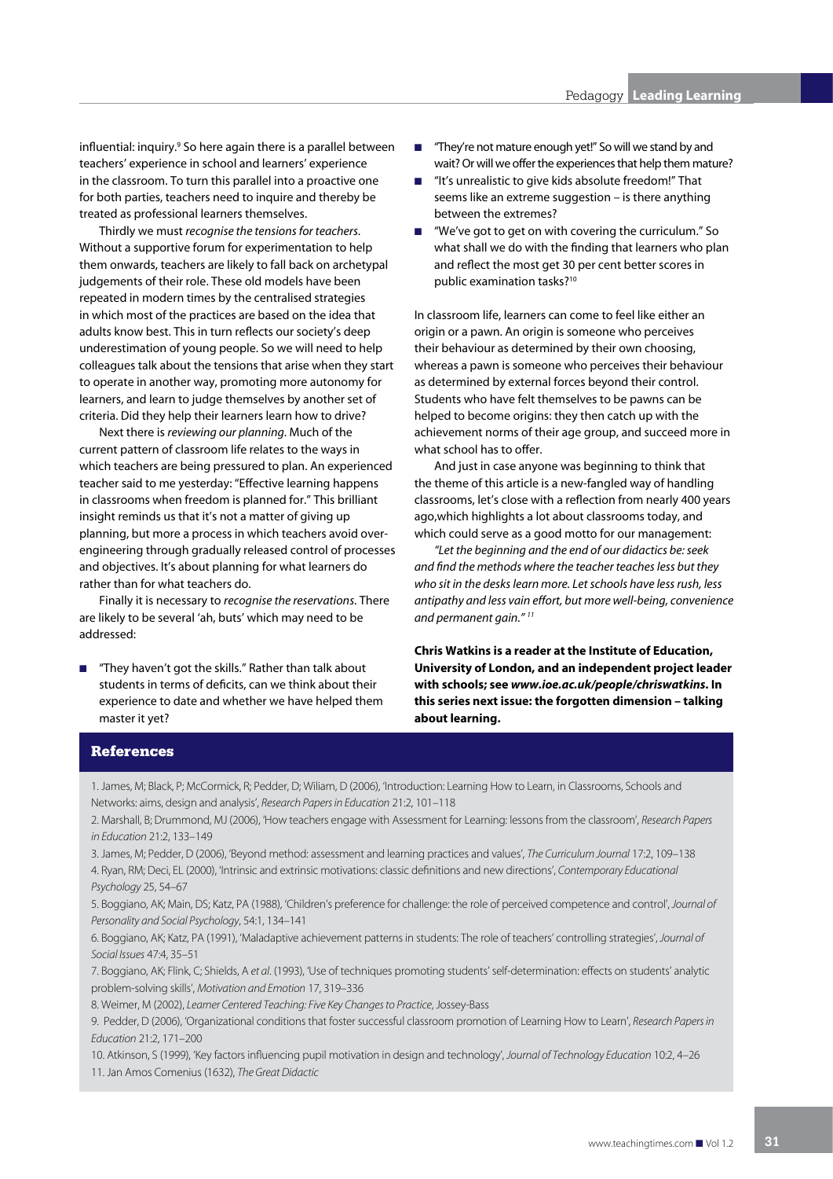influential: inquiry.[9] So here again there is a parallel between teachers' experience in school and learners' experience in the classroom. To turn this parallel into a proactive one for both parties, teachers need to inquire and thereby be treated as professional learners themselves.

Thirdly we must *recognise the tensions for teachers*. Without a supportive forum for experimentation to help them onwards, teachers are likely to fall back on archetypal judgements of their role. These old models have been repeated in modern times by the centralised strategies in which most of the practices are based on the idea that adults know best. This in turn reflects our society's deep underestimation of young people. So we will need to help colleagues talk about the tensions that arise when they start to operate in another way, promoting more autonomy for learners, and learn to judge themselves by another set of criteria. Did they help their learners learn how to drive?

Next there is *reviewing our planning*. Much of the current pattern of classroom life relates to the ways in which teachers are being pressured to plan. An experienced teacher said to me yesterday: "Effective learning happens in classrooms when freedom is planned for." This brilliant insight reminds us that it's not a matter of giving up planning, but more a process in which teachers avoid over-engineering through gradually released control of processes and objectives. It's about planning for what learners do rather than for what teachers do.

Finally it is necessary to *recognise the reservations*. There are likely to be several 'ah, buts' which may need to be addressed:

- "They haven't got the skills." Rather than talk about students in terms of deficits, can we think about their experience to date and whether we have helped them master it yet?
- "They're not mature enough yet!" So will we stand by and wait? Or will we offer the experiences that help them mature?
- "It's unrealistic to give kids absolute freedom!" That seems like an extreme suggestion – is there anything between the extremes?
- "We've got to get on with covering the curriculum." So what shall we do with the finding that learners who plan and reflect the most get 30 per cent better scores in public examination tasks?[10]

In classroom life, learners can come to feel like either an origin or a pawn. An origin is someone who perceives their behaviour as determined by their own choosing, whereas a pawn is someone who perceives their behaviour as determined by external forces beyond their control. Students who have felt themselves to be pawns can be helped to become origins: they then catch up with the achievement norms of their age group, and succeed more in what school has to offer.

And just in case anyone was beginning to think that the theme of this article is a new-fangled way of handling classrooms, let's close with a reflection from nearly 400 years ago,which highlights a lot about classrooms today, and which could serve as a good motto for our management:

*"Let the beginning and the end of our didactics be: seek and find the methods where the teacher teaches less but they who sit in the desks learn more. Let schools have less rush, less antipathy and less vain effort, but more well-being, convenience and permanent gain."*[11]

**Chris Watkins is a reader at the Institute of Education, University of London, and an independent project leader with schools; see *www.ioe.ac.uk/people/chriswatkins*. In this series next issue: the forgotten dimension – talking about learning.**

## References

1. James, M; Black, P; McCormick, R; Pedder, D; Wiliam, D (2006), 'Introduction: Learning How to Learn, in Classrooms, Schools and Networks: aims, design and analysis', *Research Papers in Education* 21:2, 101–118
2. Marshall, B; Drummond, MJ (2006), 'How teachers engage with Assessment for Learning: lessons from the classroom', *Research Papers in Education* 21:2, 133–149
3. James, M; Pedder, D (2006), 'Beyond method: assessment and learning practices and values', *The Curriculum Journal* 17:2, 109–138
4. Ryan, RM; Deci, EL (2000), 'Intrinsic and extrinsic motivations: classic definitions and new directions', *Contemporary Educational Psychology* 25, 54–67
5. Boggiano, AK; Main, DS; Katz, PA (1988), 'Children's preference for challenge: the role of perceived competence and control', *Journal of Personality and Social Psychology*, 54:1, 134–141
6. Boggiano, AK; Katz, PA (1991), 'Maladaptive achievement patterns in students: The role of teachers' controlling strategies', *Journal of Social Issues* 47:4, 35–51
7. Boggiano, AK; Flink, C; Shields, A *et al*. (1993), 'Use of techniques promoting students' self-determination: effects on students' analytic problem-solving skills', *Motivation and Emotion* 17, 319–336
8. Weimer, M (2002), *Learner Centered Teaching: Five Key Changes to Practice*, Jossey-Bass
9. Pedder, D (2006), 'Organizational conditions that foster successful classroom promotion of Learning How to Learn', *Research Papers in Education* 21:2, 171–200
10. Atkinson, S (1999), 'Key factors influencing pupil motivation in design and technology', *Journal of Technology Education* 10:2, 4–26
11. Jan Amos Comenius (1632), *The Great Didactic*